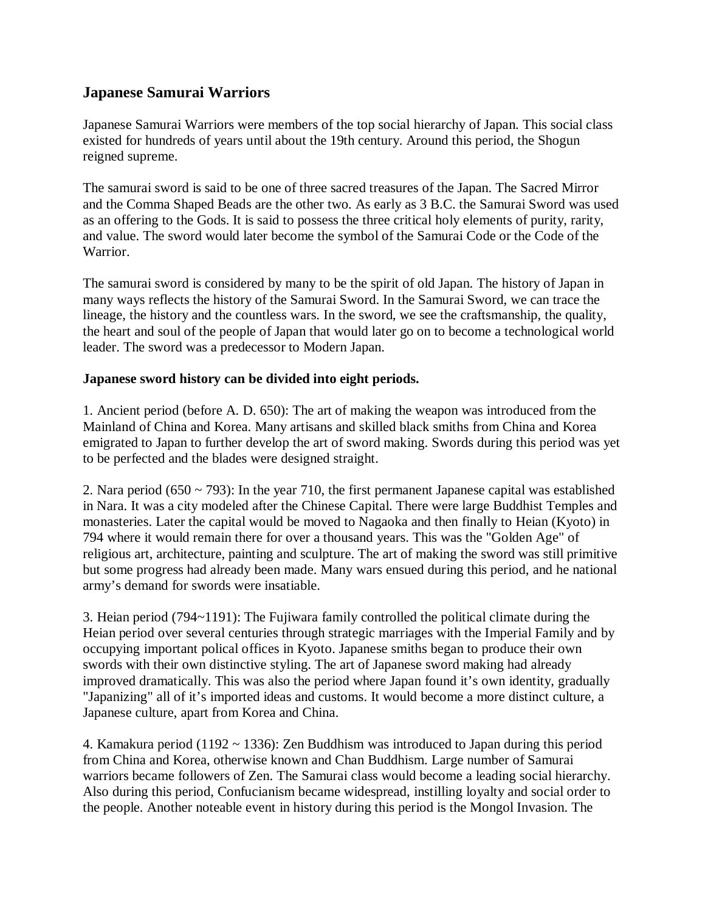## Japanese Samurai Warriors

Japanese Samurai Warriors were members of the top social hierarchy of Japan. This social class existed for hundreds of years until about the 19th century. Around this period, the Shogun reigned supreme.

The samurai sword is said to be one of three sacred treasures of the Japan. The Sacred Mirror and the Comma Shaped Beads are the other two. As early as 3 B.C. the Samurai Sword was used as an offering to the Gods. It is said to possess the three critical holy elements of purity, rarity, and value. The sword would later become the symbol of the Samurai Code or the Code of the Warrior.

The samurai sword is considered by many to be the spirit of old Japan. The history of Japan in many ways reflects the history of the Samurai Sword. In the Samurai Sword, we can trace the lineage, the history and the countless wars. In the sword, we see the craftsmanship, the quality, the heart and soul of the people of Japan that would later go on to become a technological world leader. The sword was a predecessor to Modern Japan.

**Japanese sword history can be divided into eight periods.**

1. Ancient period (before A. D. 650): The art of making the weapon was introduced from the Mainland of China and Korea. Many artisans and skilled black smiths from China and Korea emigrated to Japan to further develop the art of sword making. Swords during this period was yet to be perfected and the blades were designed straight.

2. Nara period (650 ~ 793): In the year 710, the first permanent Japanese capital was established in Nara. It was a city modeled after the Chinese Capital. There were large Buddhist Temples and monasteries. Later the capital would be moved to Nagaoka and then finally to Heian (Kyoto) in 794 where it would remain there for over a thousand years. This was the "Golden Age" of religious art, architecture, painting and sculpture. The art of making the sword was still primitive but some progress had already been made. Many wars ensued during this period, and he national army's demand for swords were insatiable.

3. Heian period (794~1191): The Fujiwara family controlled the political climate during the Heian period over several centuries through strategic marriages with the Imperial Family and by occupying important polical offices in Kyoto. Japanese smiths began to produce their own swords with their own distinctive styling. The art of Japanese sword making had already improved dramatically. This was also the period where Japan found it's own identity, gradually "Japanizing" all of it's imported ideas and customs. It would become a more distinct culture, a Japanese culture, apart from Korea and China.

4. Kamakura period (1192 ~ 1336): Zen Buddhism was introduced to Japan during this period from China and Korea, otherwise known and Chan Buddhism. Large number of Samurai warriors became followers of Zen. The Samurai class would become a leading social hierarchy. Also during this period, Confucianism became widespread, instilling loyalty and social order to the people. Another noteable event in history during this period is the Mongol Invasion. The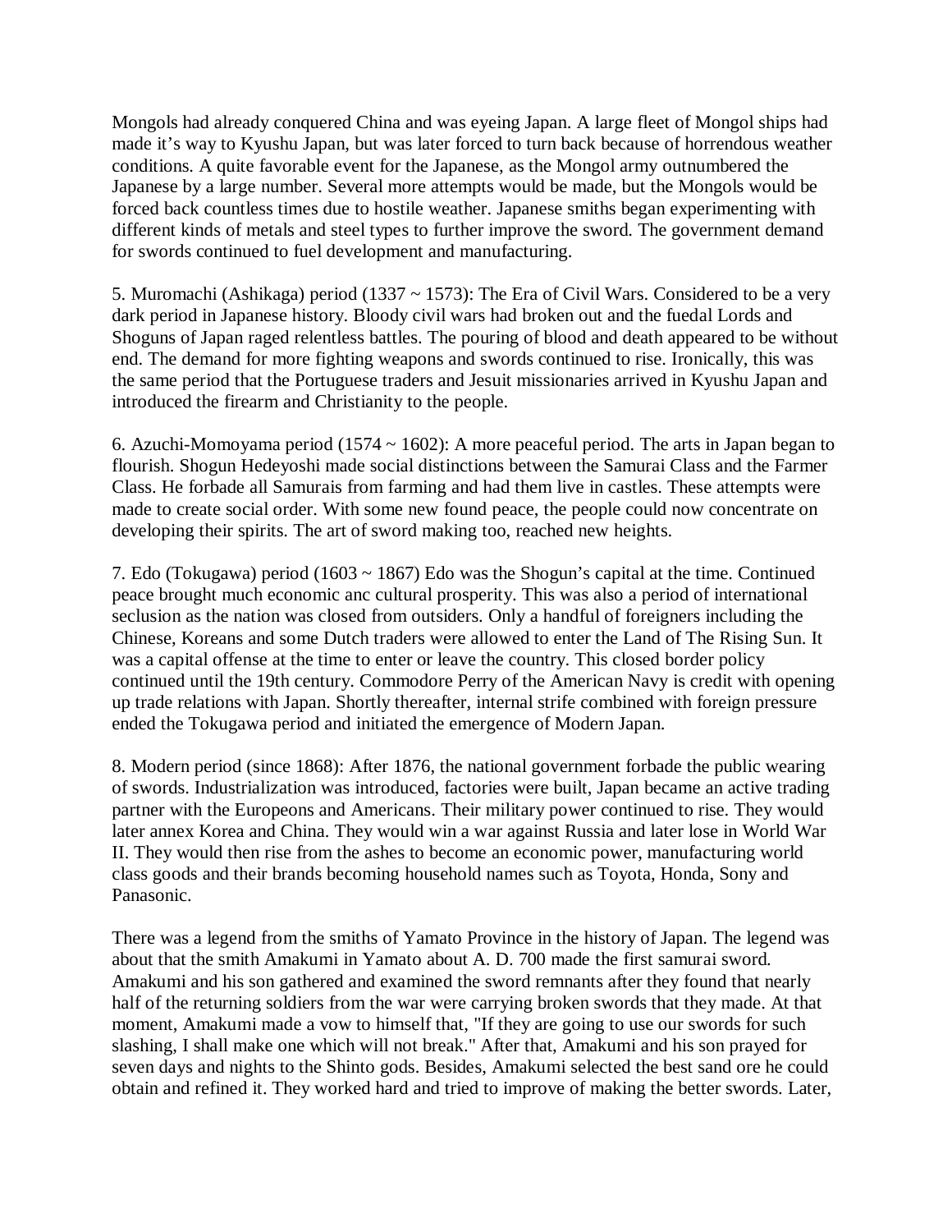Mongols had already conquered China and was eyeing Japan. A large fleet of Mongol ships had made it's way to Kyushu Japan, but was later forced to turn back because of horrendous weather conditions. A quite favorable event for the Japanese, as the Mongol army outnumbered the Japanese by a large number. Several more attempts would be made, but the Mongols would be forced back countless times due to hostile weather. Japanese smiths began experimenting with different kinds of metals and steel types to further improve the sword. The government demand for swords continued to fuel development and manufacturing.

5. Muromachi (Ashikaga) period (1337 ~ 1573): The Era of Civil Wars. Considered to be a very dark period in Japanese history. Bloody civil wars had broken out and the fuedal Lords and Shoguns of Japan raged relentless battles. The pouring of blood and death appeared to be without end. The demand for more fighting weapons and swords continued to rise. Ironically, this was the same period that the Portuguese traders and Jesuit missionaries arrived in Kyushu Japan and introduced the firearm and Christianity to the people.

6. Azuchi-Momoyama period (1574 ~ 1602): A more peaceful period. The arts in Japan began to flourish. Shogun Hedeyoshi made social distinctions between the Samurai Class and the Farmer Class. He forbade all Samurais from farming and had them live in castles. These attempts were made to create social order. With some new found peace, the people could now concentrate on developing their spirits. The art of sword making too, reached new heights.

7. Edo (Tokugawa) period (1603 ~ 1867) Edo was the Shogun's capital at the time. Continued peace brought much economic anc cultural prosperity. This was also a period of international seclusion as the nation was closed from outsiders. Only a handful of foreigners including the Chinese, Koreans and some Dutch traders were allowed to enter the Land of The Rising Sun. It was a capital offense at the time to enter or leave the country. This closed border policy continued until the 19th century. Commodore Perry of the American Navy is credit with opening up trade relations with Japan. Shortly thereafter, internal strife combined with foreign pressure ended the Tokugawa period and initiated the emergence of Modern Japan.

8. Modern period (since 1868): After 1876, the national government forbade the public wearing of swords. Industrialization was introduced, factories were built, Japan became an active trading partner with the Europeons and Americans. Their military power continued to rise. They would later annex Korea and China. They would win a war against Russia and later lose in World War II. They would then rise from the ashes to become an economic power, manufacturing world class goods and their brands becoming household names such as Toyota, Honda, Sony and Panasonic.

There was a legend from the smiths of Yamato Province in the history of Japan. The legend was about that the smith Amakumi in Yamato about A. D. 700 made the first samurai sword. Amakumi and his son gathered and examined the sword remnants after they found that nearly half of the returning soldiers from the war were carrying broken swords that they made. At that moment, Amakumi made a vow to himself that, "If they are going to use our swords for such slashing, I shall make one which will not break." After that, Amakumi and his son prayed for seven days and nights to the Shinto gods. Besides, Amakumi selected the best sand ore he could obtain and refined it. They worked hard and tried to improve of making the better swords. Later,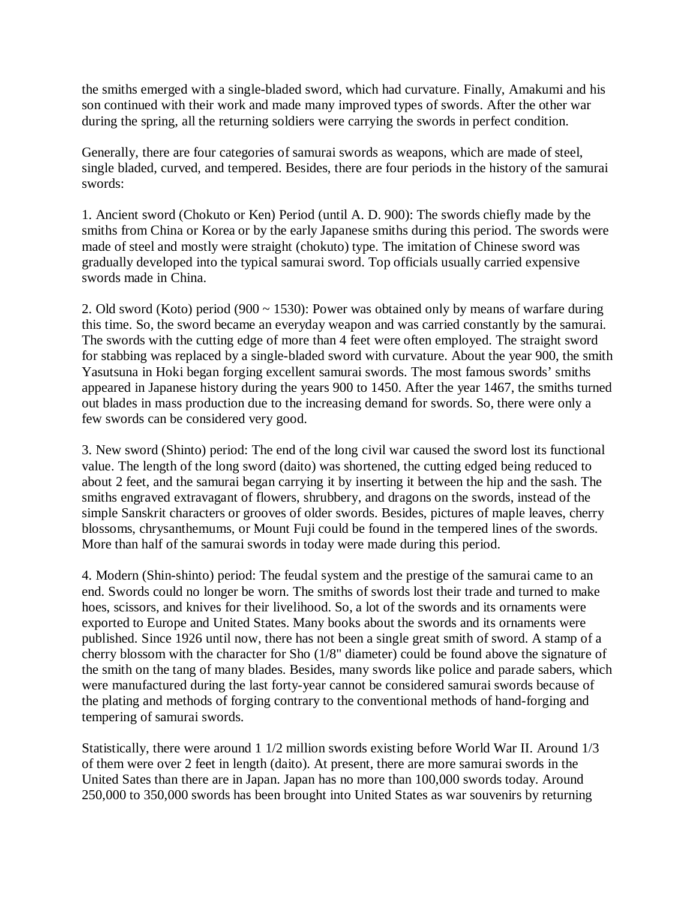the smiths emerged with a single-bladed sword, which had curvature. Finally, Amakumi and his son continued with their work and made many improved types of swords. After the other war during the spring, all the returning soldiers were carrying the swords in perfect condition.

Generally, there are four categories of samurai swords as weapons, which are made of steel, single bladed, curved, and tempered. Besides, there are four periods in the history of the samurai swords:

1. Ancient sword (Chokuto or Ken) Period (until A. D. 900): The swords chiefly made by the smiths from China or Korea or by the early Japanese smiths during this period. The swords were made of steel and mostly were straight (chokuto) type. The imitation of Chinese sword was gradually developed into the typical samurai sword. Top officials usually carried expensive swords made in China.

2. Old sword (Koto) period (900 ~ 1530): Power was obtained only by means of warfare during this time. So, the sword became an everyday weapon and was carried constantly by the samurai. The swords with the cutting edge of more than 4 feet were often employed. The straight sword for stabbing was replaced by a single-bladed sword with curvature. About the year 900, the smith Yasutsuna in Hoki began forging excellent samurai swords. The most famous swords' smiths appeared in Japanese history during the years 900 to 1450. After the year 1467, the smiths turned out blades in mass production due to the increasing demand for swords. So, there were only a few swords can be considered very good.

3. New sword (Shinto) period: The end of the long civil war caused the sword lost its functional value. The length of the long sword (daito) was shortened, the cutting edged being reduced to about 2 feet, and the samurai began carrying it by inserting it between the hip and the sash. The smiths engraved extravagant of flowers, shrubbery, and dragons on the swords, instead of the simple Sanskrit characters or grooves of older swords. Besides, pictures of maple leaves, cherry blossoms, chrysanthemums, or Mount Fuji could be found in the tempered lines of the swords. More than half of the samurai swords in today were made during this period.

4. Modern (Shin-shinto) period: The feudal system and the prestige of the samurai came to an end. Swords could no longer be worn. The smiths of swords lost their trade and turned to make hoes, scissors, and knives for their livelihood. So, a lot of the swords and its ornaments were exported to Europe and United States. Many books about the swords and its ornaments were published. Since 1926 until now, there has not been a single great smith of sword. A stamp of a cherry blossom with the character for Sho (1/8" diameter) could be found above the signature of the smith on the tang of many blades. Besides, many swords like police and parade sabers, which were manufactured during the last forty-year cannot be considered samurai swords because of the plating and methods of forging contrary to the conventional methods of hand-forging and tempering of samurai swords.

Statistically, there were around 1 1/2 million swords existing before World War II. Around 1/3 of them were over 2 feet in length (daito). At present, there are more samurai swords in the United Sates than there are in Japan. Japan has no more than 100,000 swords today. Around 250,000 to 350,000 swords has been brought into United States as war souvenirs by returning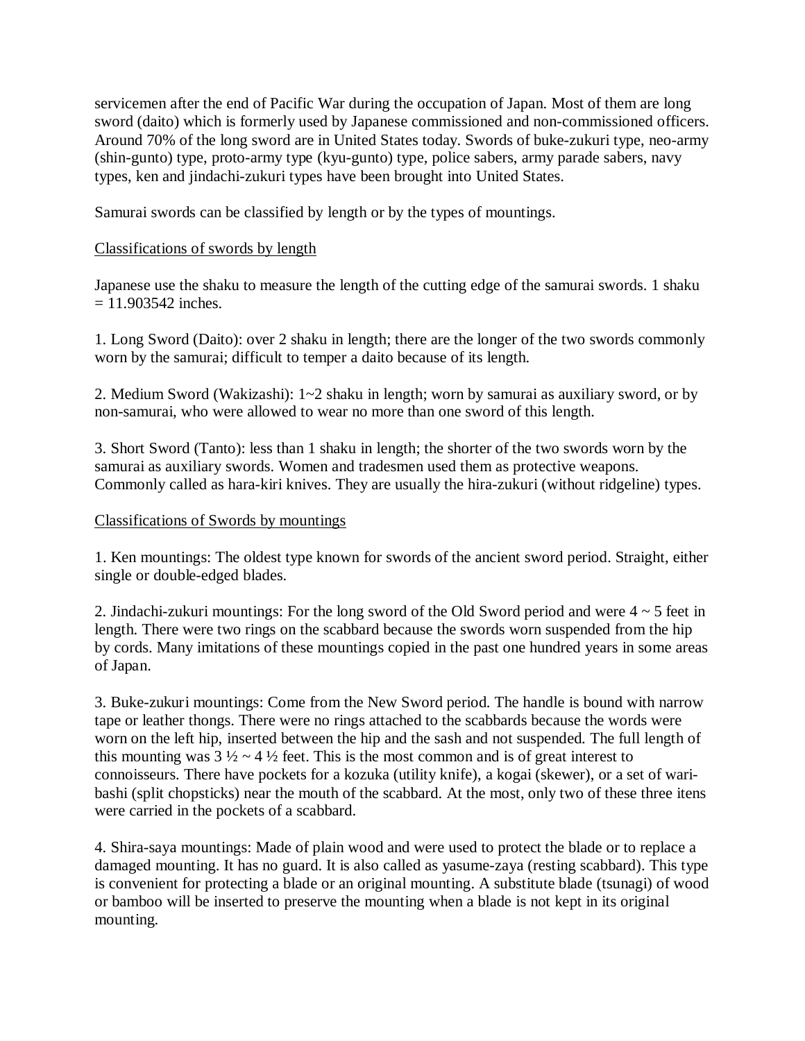servicemen after the end of Pacific War during the occupation of Japan. Most of them are long sword (daito) which is formerly used by Japanese commissioned and non-commissioned officers. Around 70% of the long sword are in United States today. Swords of buke-zukuri type, neo-army (shin-gunto) type, proto-army type (kyu-gunto) type, police sabers, army parade sabers, navy types, ken and jindachi-zukuri types have been brought into United States.

Samurai swords can be classified by length or by the types of mountings.

<u>Classifications of swords by length</u>

Japanese use the shaku to measure the length of the cutting edge of the samurai swords. 1 shaku = 11.903542 inches.

1. Long Sword (Daito): over 2 shaku in length; there are the longer of the two swords commonly worn by the samurai; difficult to temper a daito because of its length.

2. Medium Sword (Wakizashi): 1~2 shaku in length; worn by samurai as auxiliary sword, or by non-samurai, who were allowed to wear no more than one sword of this length.

3. Short Sword (Tanto): less than 1 shaku in length; the shorter of the two swords worn by the samurai as auxiliary swords. Women and tradesmen used them as protective weapons. Commonly called as hara-kiri knives. They are usually the hira-zukuri (without ridgeline) types.

<u>Classifications of Swords by mountings</u>

1. Ken mountings: The oldest type known for swords of the ancient sword period. Straight, either single or double-edged blades.

2. Jindachi-zukuri mountings: For the long sword of the Old Sword period and were 4 ~ 5 feet in length. There were two rings on the scabbard because the swords worn suspended from the hip by cords. Many imitations of these mountings copied in the past one hundred years in some areas of Japan.

3. Buke-zukuri mountings: Come from the New Sword period. The handle is bound with narrow tape or leather thongs. There were no rings attached to the scabbards because the words were worn on the left hip, inserted between the hip and the sash and not suspended. The full length of this mounting was 3 ½ ~ 4 ½ feet. This is the most common and is of great interest to connoisseurs. There have pockets for a kozuka (utility knife), a kogai (skewer), or a set of wari-bashi (split chopsticks) near the mouth of the scabbard. At the most, only two of these three itens were carried in the pockets of a scabbard.

4. Shira-saya mountings: Made of plain wood and were used to protect the blade or to replace a damaged mounting. It has no guard. It is also called as yasume-zaya (resting scabbard). This type is convenient for protecting a blade or an original mounting. A substitute blade (tsunagi) of wood or bamboo will be inserted to preserve the mounting when a blade is not kept in its original mounting.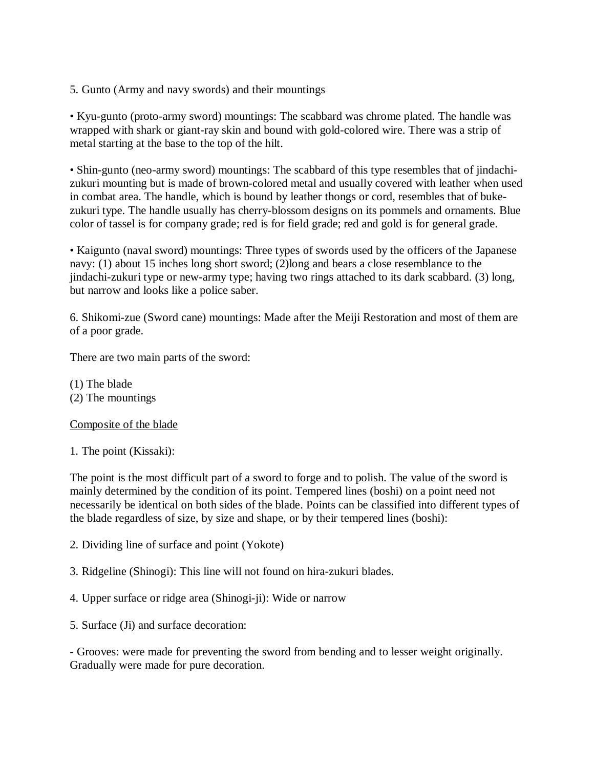5. Gunto (Army and navy swords) and their mountings

- Kyu-gunto (proto-army sword) mountings: The scabbard was chrome plated. The handle was wrapped with shark or giant-ray skin and bound with gold-colored wire. There was a strip of metal starting at the base to the top of the hilt.

- Shin-gunto (neo-army sword) mountings: The scabbard of this type resembles that of jindachi-zukuri mounting but is made of brown-colored metal and usually covered with leather when used in combat area. The handle, which is bound by leather thongs or cord, resembles that of buke-zukuri type. The handle usually has cherry-blossom designs on its pommels and ornaments. Blue color of tassel is for company grade; red is for field grade; red and gold is for general grade.

- Kaigunto (naval sword) mountings: Three types of swords used by the officers of the Japanese navy: (1) about 15 inches long short sword; (2)long and bears a close resemblance to the jindachi-zukuri type or new-army type; having two rings attached to its dark scabbard. (3) long, but narrow and looks like a police saber.

6. Shikomi-zue (Sword cane) mountings: Made after the Meiji Restoration and most of them are of a poor grade.

There are two main parts of the sword:

(1) The blade
(2) The mountings

<u>Composite of the blade</u>

1. The point (Kissaki):

The point is the most difficult part of a sword to forge and to polish. The value of the sword is mainly determined by the condition of its point. Tempered lines (boshi) on a point need not necessarily be identical on both sides of the blade. Points can be classified into different types of the blade regardless of size, by size and shape, or by their tempered lines (boshi):

2. Dividing line of surface and point (Yokote)

3. Ridgeline (Shinogi): This line will not found on hira-zukuri blades.

4. Upper surface or ridge area (Shinogi-ji): Wide or narrow

5. Surface (Ji) and surface decoration:

- Grooves: were made for preventing the sword from bending and to lesser weight originally. Gradually were made for pure decoration.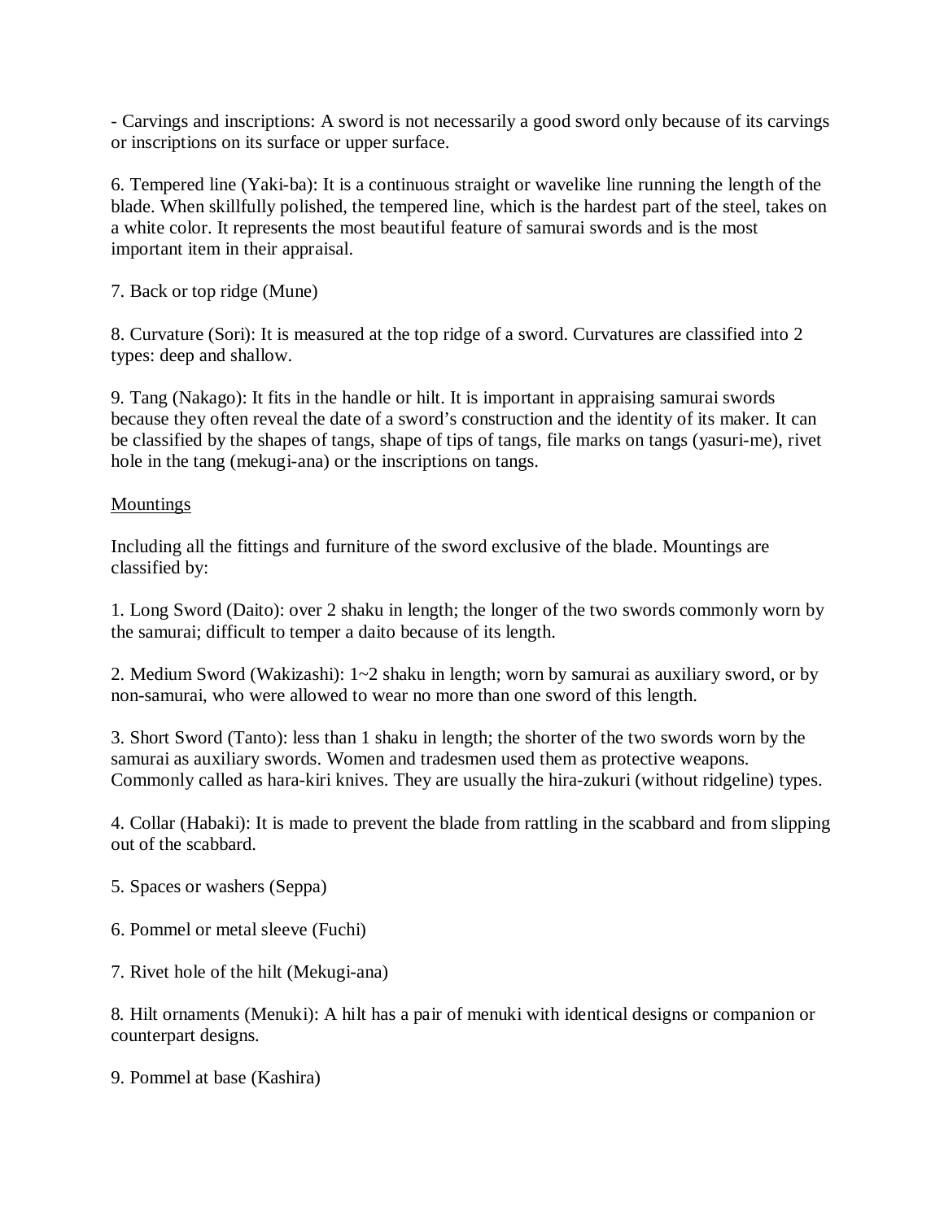- Carvings and inscriptions: A sword is not necessarily a good sword only because of its carvings or inscriptions on its surface or upper surface.

6. Tempered line (Yaki-ba): It is a continuous straight or wavelike line running the length of the blade. When skillfully polished, the tempered line, which is the hardest part of the steel, takes on a white color. It represents the most beautiful feature of samurai swords and is the most important item in their appraisal.

7. Back or top ridge (Mune)

8. Curvature (Sori): It is measured at the top ridge of a sword. Curvatures are classified into 2 types: deep and shallow.

9. Tang (Nakago): It fits in the handle or hilt. It is important in appraising samurai swords because they often reveal the date of a sword's construction and the identity of its maker. It can be classified by the shapes of tangs, shape of tips of tangs, file marks on tangs (yasuri-me), rivet hole in the tang (mekugi-ana) or the inscriptions on tangs.

<u>Mountings</u>

Including all the fittings and furniture of the sword exclusive of the blade. Mountings are classified by:

1. Long Sword (Daito): over 2 shaku in length; the longer of the two swords commonly worn by the samurai; difficult to temper a daito because of its length.

2. Medium Sword (Wakizashi): 1~2 shaku in length; worn by samurai as auxiliary sword, or by non-samurai, who were allowed to wear no more than one sword of this length.

3. Short Sword (Tanto): less than 1 shaku in length; the shorter of the two swords worn by the samurai as auxiliary swords. Women and tradesmen used them as protective weapons. Commonly called as hara-kiri knives. They are usually the hira-zukuri (without ridgeline) types.

4. Collar (Habaki): It is made to prevent the blade from rattling in the scabbard and from slipping out of the scabbard.

5. Spaces or washers (Seppa)

6. Pommel or metal sleeve (Fuchi)

7. Rivet hole of the hilt (Mekugi-ana)

8. Hilt ornaments (Menuki): A hilt has a pair of menuki with identical designs or companion or counterpart designs.

9. Pommel at base (Kashira)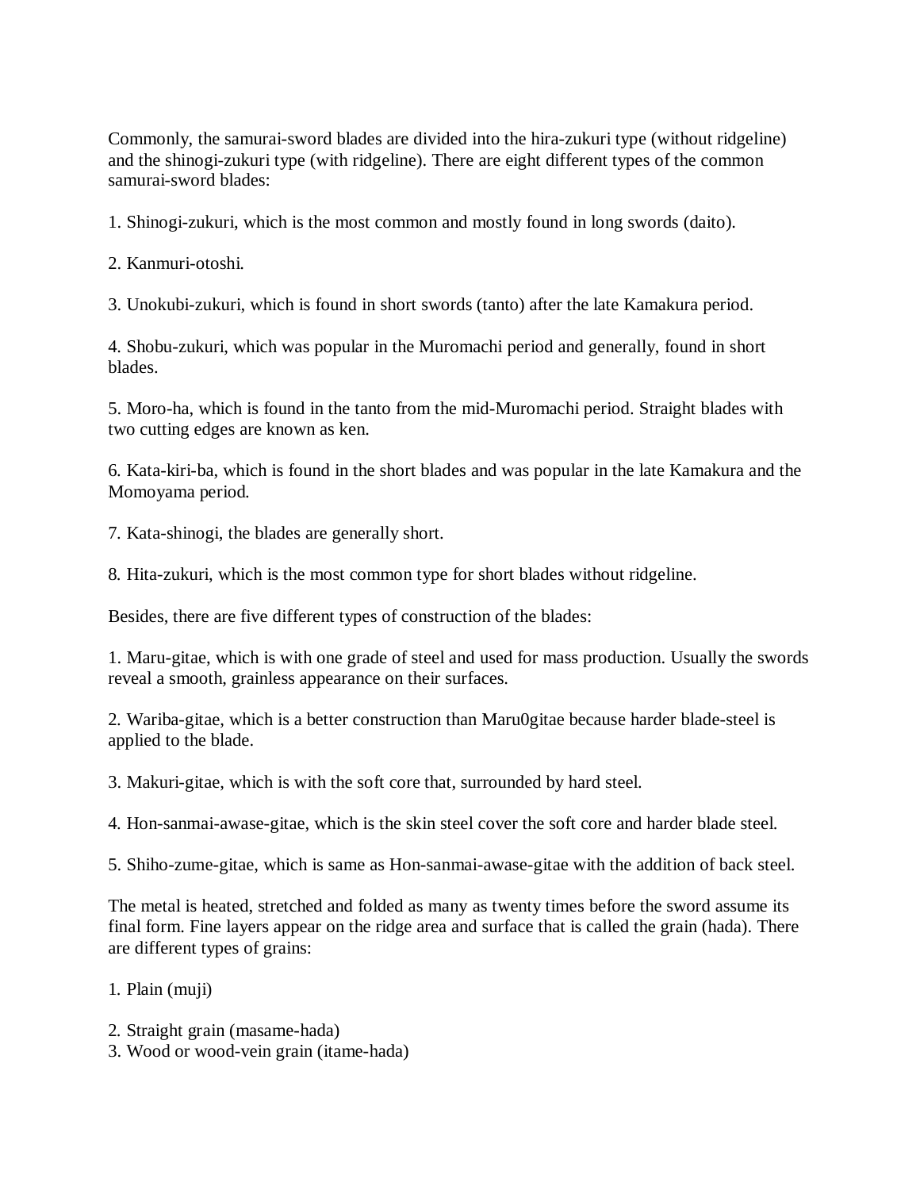Commonly, the samurai-sword blades are divided into the hira-zukuri type (without ridgeline) and the shinogi-zukuri type (with ridgeline). There are eight different types of the common samurai-sword blades:

1. Shinogi-zukuri, which is the most common and mostly found in long swords (daito).

2. Kanmuri-otoshi.

3. Unokubi-zukuri, which is found in short swords (tanto) after the late Kamakura period.

4. Shobu-zukuri, which was popular in the Muromachi period and generally, found in short blades.

5. Moro-ha, which is found in the tanto from the mid-Muromachi period. Straight blades with two cutting edges are known as ken.

6. Kata-kiri-ba, which is found in the short blades and was popular in the late Kamakura and the Momoyama period.

7. Kata-shinogi, the blades are generally short.

8. Hita-zukuri, which is the most common type for short blades without ridgeline.

Besides, there are five different types of construction of the blades:

1. Maru-gitae, which is with one grade of steel and used for mass production. Usually the swords reveal a smooth, grainless appearance on their surfaces.

2. Wariba-gitae, which is a better construction than Maru0gitae because harder blade-steel is applied to the blade.

3. Makuri-gitae, which is with the soft core that, surrounded by hard steel.

4. Hon-sanmai-awase-gitae, which is the skin steel cover the soft core and harder blade steel.

5. Shiho-zume-gitae, which is same as Hon-sanmai-awase-gitae with the addition of back steel.

The metal is heated, stretched and folded as many as twenty times before the sword assume its final form. Fine layers appear on the ridge area and surface that is called the grain (hada). There are different types of grains:

1. Plain (muji)

2. Straight grain (masame-hada)

3. Wood or wood-vein grain (itame-hada)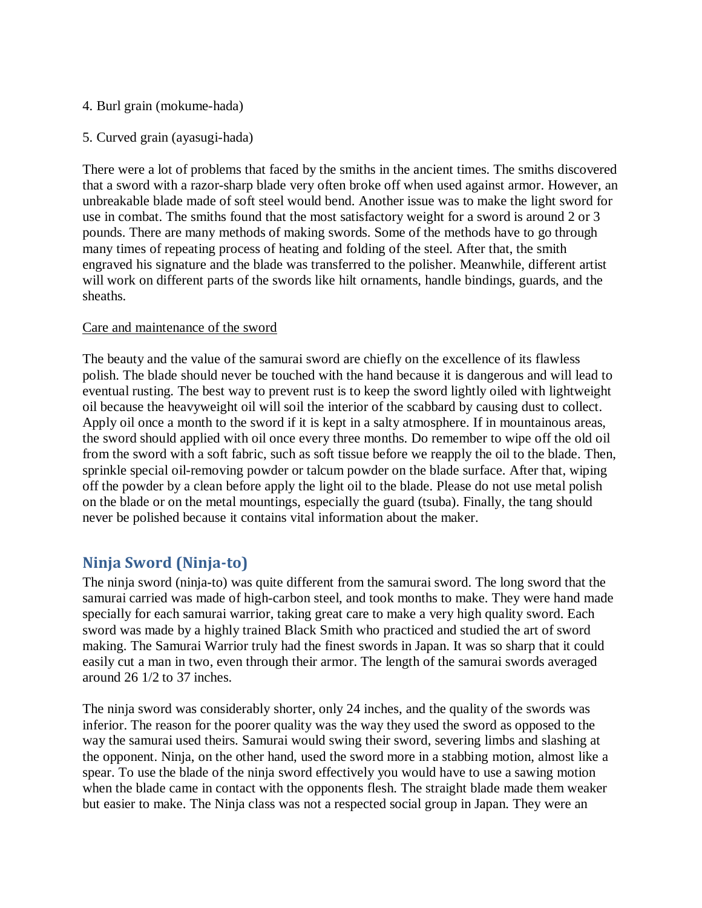4. Burl grain (mokume-hada)

5. Curved grain (ayasugi-hada)

There were a lot of problems that faced by the smiths in the ancient times. The smiths discovered that a sword with a razor-sharp blade very often broke off when used against armor. However, an unbreakable blade made of soft steel would bend. Another issue was to make the light sword for use in combat. The smiths found that the most satisfactory weight for a sword is around 2 or 3 pounds. There are many methods of making swords. Some of the methods have to go through many times of repeating process of heating and folding of the steel. After that, the smith engraved his signature and the blade was transferred to the polisher. Meanwhile, different artist will work on different parts of the swords like hilt ornaments, handle bindings, guards, and the sheaths.

<u>Care and maintenance of the sword</u>

The beauty and the value of the samurai sword are chiefly on the excellence of its flawless polish. The blade should never be touched with the hand because it is dangerous and will lead to eventual rusting. The best way to prevent rust is to keep the sword lightly oiled with lightweight oil because the heavyweight oil will soil the interior of the scabbard by causing dust to collect. Apply oil once a month to the sword if it is kept in a salty atmosphere. If in mountainous areas, the sword should applied with oil once every three months. Do remember to wipe off the old oil from the sword with a soft fabric, such as soft tissue before we reapply the oil to the blade. Then, sprinkle special oil-removing powder or talcum powder on the blade surface. After that, wiping off the powder by a clean before apply the light oil to the blade. Please do not use metal polish on the blade or on the metal mountings, especially the guard (tsuba). Finally, the tang should never be polished because it contains vital information about the maker.

## Ninja Sword (Ninja-to)

The ninja sword (ninja-to) was quite different from the samurai sword. The long sword that the samurai carried was made of high-carbon steel, and took months to make. They were hand made specially for each samurai warrior, taking great care to make a very high quality sword. Each sword was made by a highly trained Black Smith who practiced and studied the art of sword making. The Samurai Warrior truly had the finest swords in Japan. It was so sharp that it could easily cut a man in two, even through their armor. The length of the samurai swords averaged around 26 1/2 to 37 inches.

The ninja sword was considerably shorter, only 24 inches, and the quality of the swords was inferior. The reason for the poorer quality was the way they used the sword as opposed to the way the samurai used theirs. Samurai would swing their sword, severing limbs and slashing at the opponent. Ninja, on the other hand, used the sword more in a stabbing motion, almost like a spear. To use the blade of the ninja sword effectively you would have to use a sawing motion when the blade came in contact with the opponents flesh. The straight blade made them weaker but easier to make. The Ninja class was not a respected social group in Japan. They were an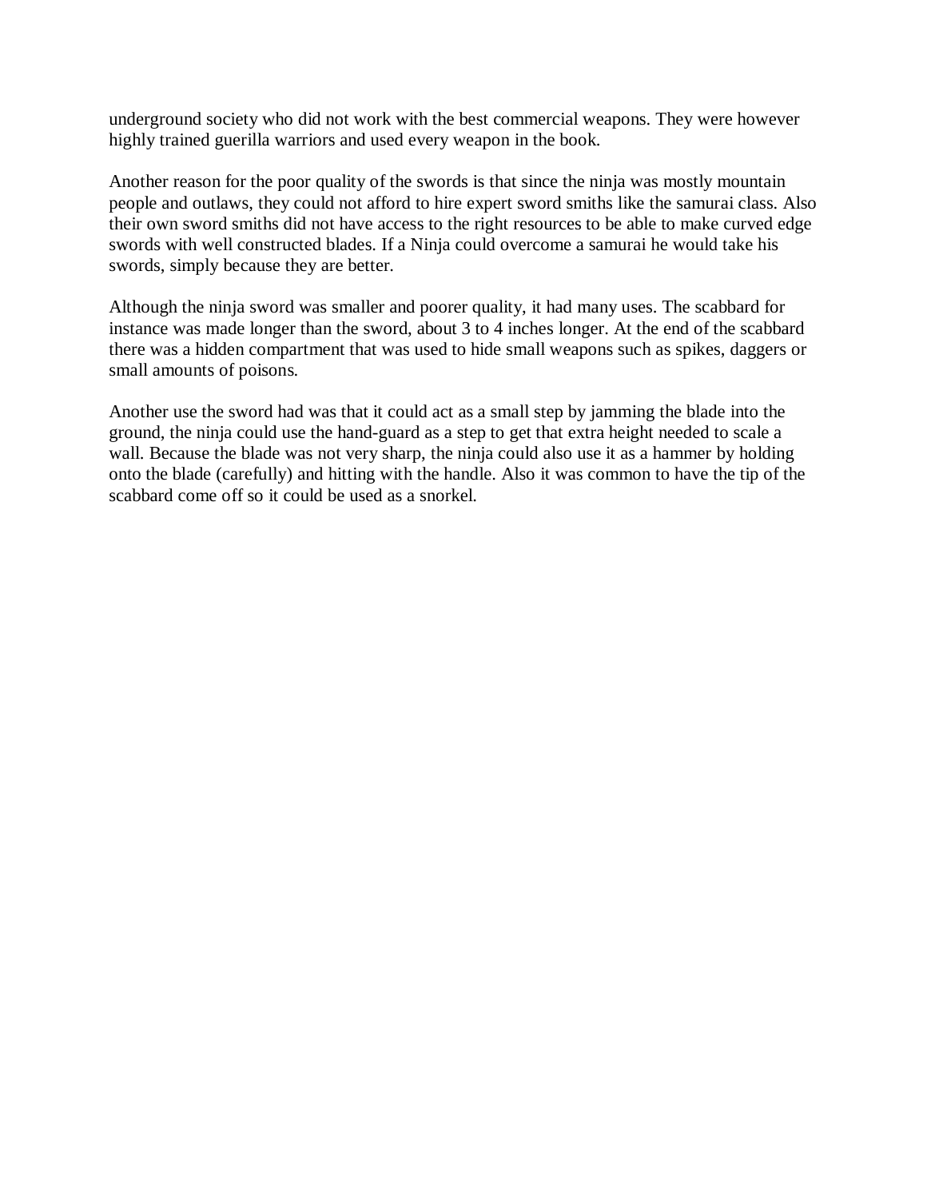underground society who did not work with the best commercial weapons. They were however highly trained guerilla warriors and used every weapon in the book.

Another reason for the poor quality of the swords is that since the ninja was mostly mountain people and outlaws, they could not afford to hire expert sword smiths like the samurai class. Also their own sword smiths did not have access to the right resources to be able to make curved edge swords with well constructed blades. If a Ninja could overcome a samurai he would take his swords, simply because they are better.

Although the ninja sword was smaller and poorer quality, it had many uses. The scabbard for instance was made longer than the sword, about 3 to 4 inches longer. At the end of the scabbard there was a hidden compartment that was used to hide small weapons such as spikes, daggers or small amounts of poisons.

Another use the sword had was that it could act as a small step by jamming the blade into the ground, the ninja could use the hand-guard as a step to get that extra height needed to scale a wall. Because the blade was not very sharp, the ninja could also use it as a hammer by holding onto the blade (carefully) and hitting with the handle. Also it was common to have the tip of the scabbard come off so it could be used as a snorkel.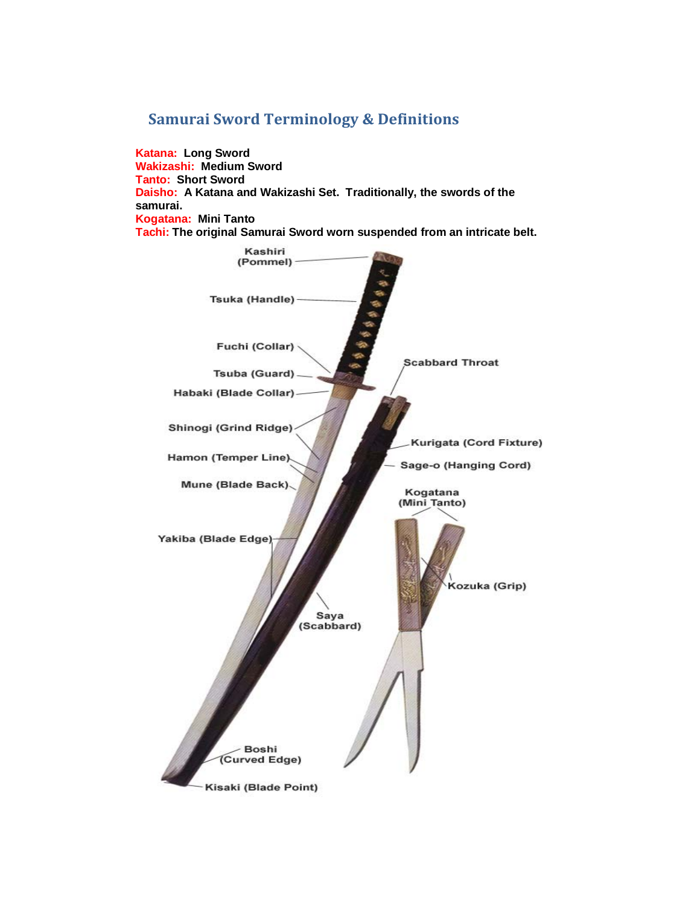## Samurai Sword Terminology & Definitions

**Katana:** **Long Sword**
**Wakizashi:** **Medium Sword**
**Tanto:** **Short Sword**
**Daisho:** **A Katana and Wakizashi Set. Traditionally, the swords of the samurai.**
**Kogatana:** **Mini Tanto**
**Tachi:** **The original Samurai Sword worn suspended from an intricate belt.**

Kashiri (Pommel)

Tsuka (Handle)

Fuchi (Collar)

Tsuba (Guard)

Habaki (Blade Collar)

Shinogi (Grind Ridge)

Hamon (Temper Line)

Mune (Blade Back)

Yakiba (Blade Edge)

Boshi (Curved Edge)

Kisaki (Blade Point)

Scabbard Throat

Kurigata (Cord Fixture)

Sage-o (Hanging Cord)

Kogatana (Mini Tanto)

Kozuka (Grip)

Saya (Scabbard)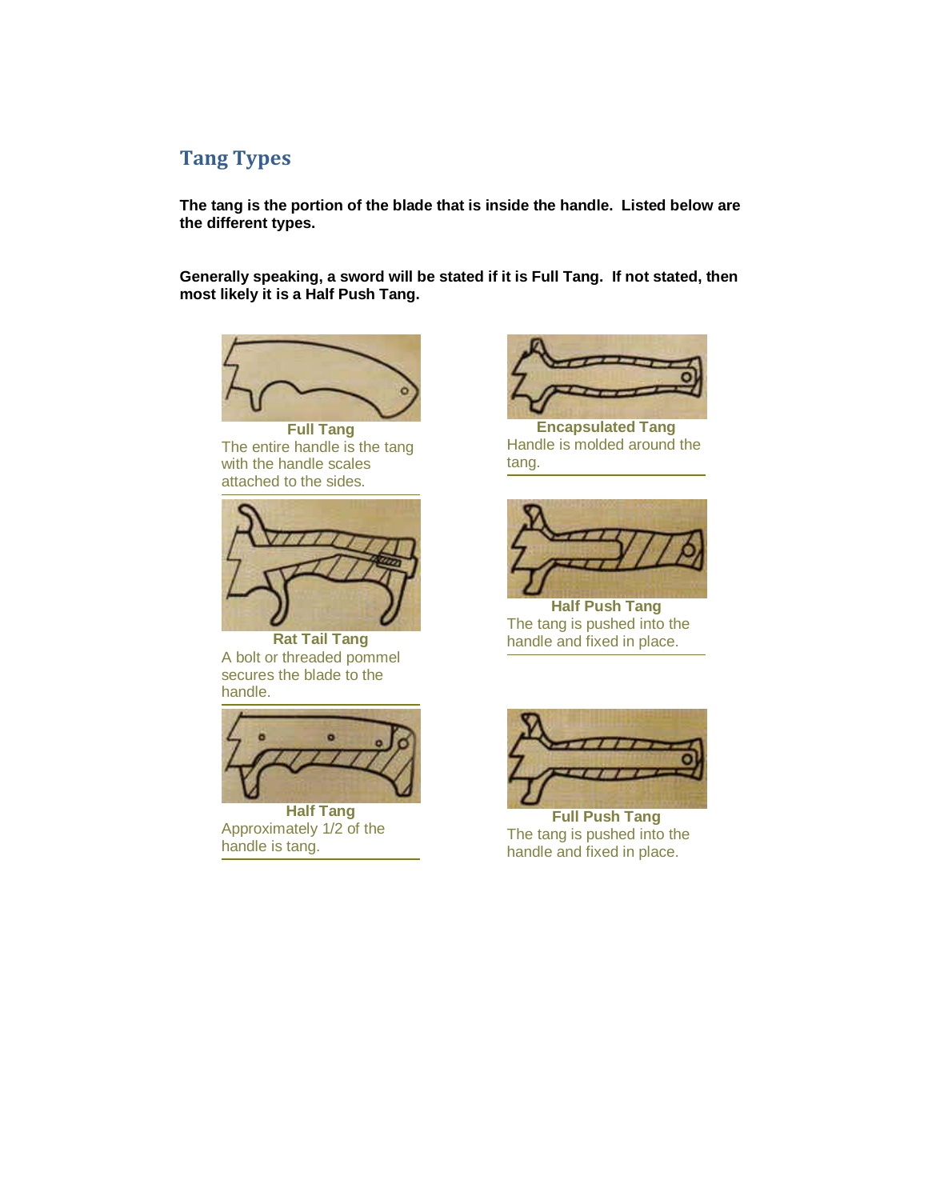## Tang Types

**The tang is the portion of the blade that is inside the handle. Listed below are the different types.**

**Generally speaking, a sword will be stated if it is Full Tang. If not stated, then most likely it is a Half Push Tang.**

**Full Tang**
The entire handle is the tang with the handle scales attached to the sides.

**Encapsulated Tang**
Handle is molded around the tang.

**Rat Tail Tang**
A bolt or threaded pommel secures the blade to the handle.

**Half Push Tang**
The tang is pushed into the handle and fixed in place.

**Half Tang**
Approximately 1/2 of the handle is tang.

**Full Push Tang**
The tang is pushed into the handle and fixed in place.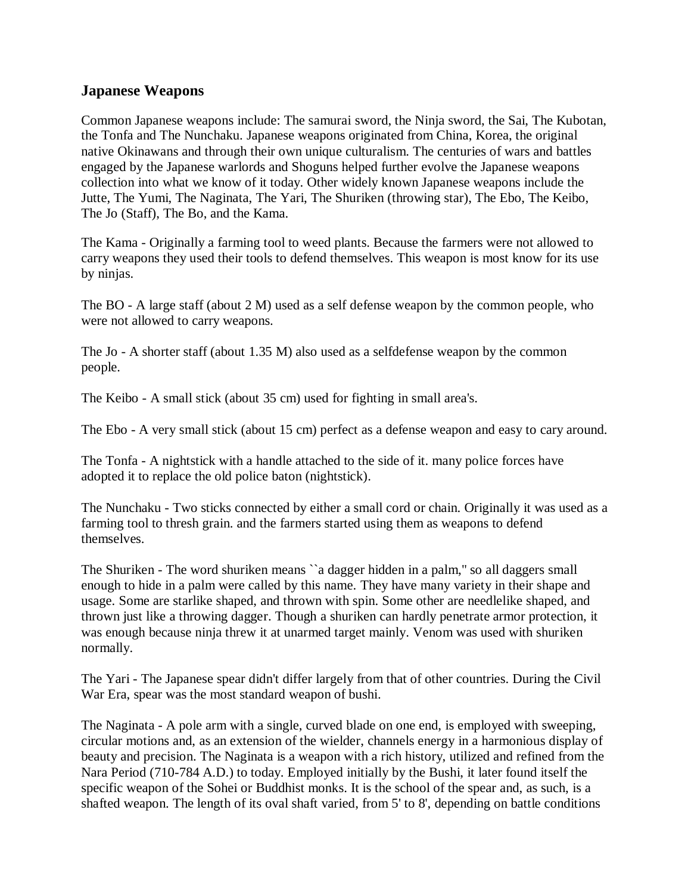### Japanese Weapons

Common Japanese weapons include: The samurai sword, the Ninja sword, the Sai, The Kubotan, the Tonfa and The Nunchaku. Japanese weapons originated from China, Korea, the original native Okinawans and through their own unique culturalism. The centuries of wars and battles engaged by the Japanese warlords and Shoguns helped further evolve the Japanese weapons collection into what we know of it today. Other widely known Japanese weapons include the Jutte, The Yumi, The Naginata, The Yari, The Shuriken (throwing star), The Ebo, The Keibo, The Jo (Staff), The Bo, and the Kama.

The Kama - Originally a farming tool to weed plants. Because the farmers were not allowed to carry weapons they used their tools to defend themselves. This weapon is most know for its use by ninjas.

The BO - A large staff (about 2 M) used as a self defense weapon by the common people, who were not allowed to carry weapons.

The Jo - A shorter staff (about 1.35 M) also used as a selfdefense weapon by the common people.

The Keibo - A small stick (about 35 cm) used for fighting in small area's.

The Ebo - A very small stick (about 15 cm) perfect as a defense weapon and easy to cary around.

The Tonfa - A nightstick with a handle attached to the side of it. many police forces have adopted it to replace the old police baton (nightstick).

The Nunchaku - Two sticks connected by either a small cord or chain. Originally it was used as a farming tool to thresh grain. and the farmers started using them as weapons to defend themselves.

The Shuriken - The word shuriken means ``a dagger hidden in a palm,'' so all daggers small enough to hide in a palm were called by this name. They have many variety in their shape and usage. Some are starlike shaped, and thrown with spin. Some other are needlelike shaped, and thrown just like a throwing dagger. Though a shuriken can hardly penetrate armor protection, it was enough because ninja threw it at unarmed target mainly. Venom was used with shuriken normally.

The Yari - The Japanese spear didn't differ largely from that of other countries. During the Civil War Era, spear was the most standard weapon of bushi.

The Naginata - A pole arm with a single, curved blade on one end, is employed with sweeping, circular motions and, as an extension of the wielder, channels energy in a harmonious display of beauty and precision. The Naginata is a weapon with a rich history, utilized and refined from the Nara Period (710-784 A.D.) to today. Employed initially by the Bushi, it later found itself the specific weapon of the Sohei or Buddhist monks. It is the school of the spear and, as such, is a shafted weapon. The length of its oval shaft varied, from 5' to 8', depending on battle conditions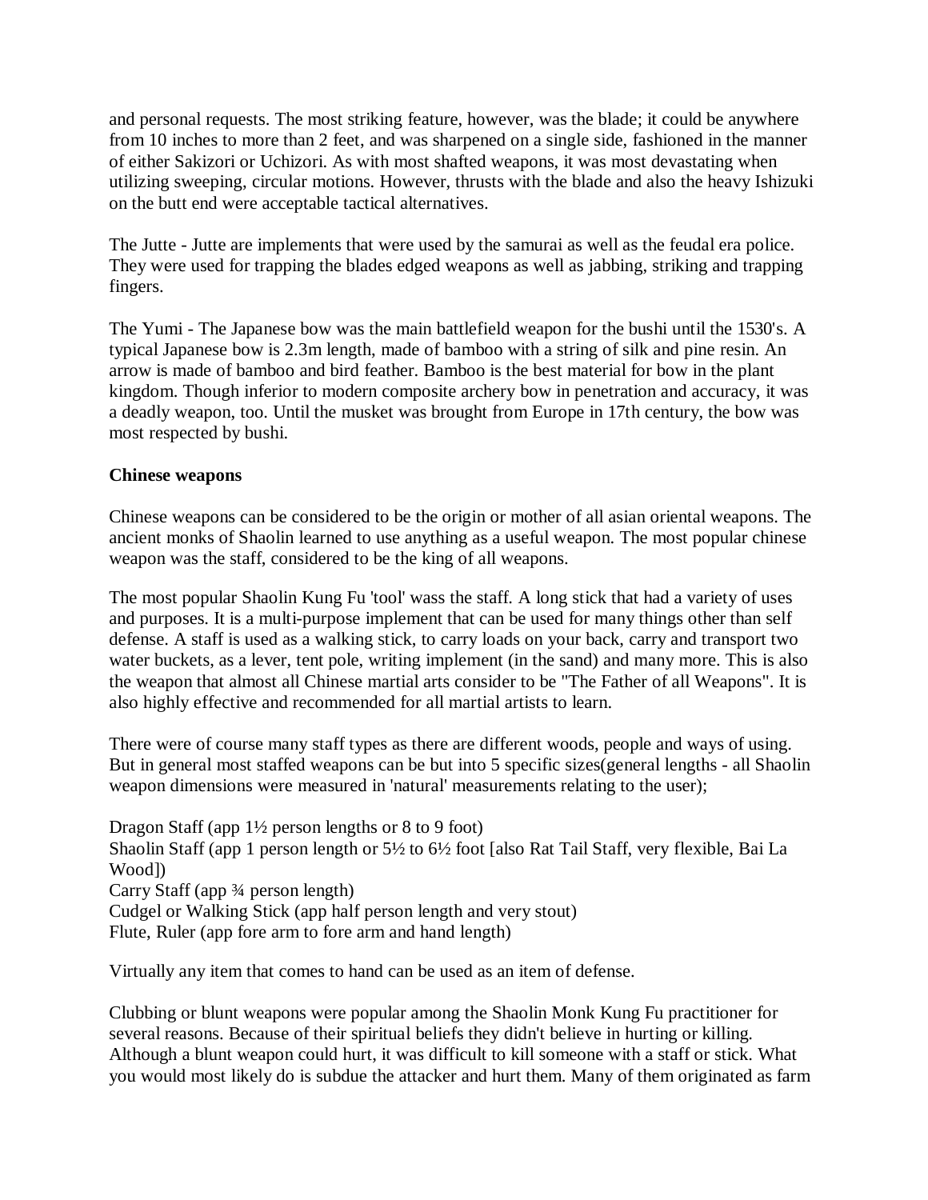and personal requests. The most striking feature, however, was the blade; it could be anywhere from 10 inches to more than 2 feet, and was sharpened on a single side, fashioned in the manner of either Sakizori or Uchizori. As with most shafted weapons, it was most devastating when utilizing sweeping, circular motions. However, thrusts with the blade and also the heavy Ishizuki on the butt end were acceptable tactical alternatives.

The Jutte - Jutte are implements that were used by the samurai as well as the feudal era police. They were used for trapping the blades edged weapons as well as jabbing, striking and trapping fingers.

The Yumi - The Japanese bow was the main battlefield weapon for the bushi until the 1530's. A typical Japanese bow is 2.3m length, made of bamboo with a string of silk and pine resin. An arrow is made of bamboo and bird feather. Bamboo is the best material for bow in the plant kingdom. Though inferior to modern composite archery bow in penetration and accuracy, it was a deadly weapon, too. Until the musket was brought from Europe in 17th century, the bow was most respected by bushi.

**Chinese weapons**

Chinese weapons can be considered to be the origin or mother of all asian oriental weapons. The ancient monks of Shaolin learned to use anything as a useful weapon. The most popular chinese weapon was the staff, considered to be the king of all weapons.

The most popular Shaolin Kung Fu 'tool' wass the staff. A long stick that had a variety of uses and purposes. It is a multi-purpose implement that can be used for many things other than self defense. A staff is used as a walking stick, to carry loads on your back, carry and transport two water buckets, as a lever, tent pole, writing implement (in the sand) and many more. This is also the weapon that almost all Chinese martial arts consider to be "The Father of all Weapons". It is also highly effective and recommended for all martial artists to learn.

There were of course many staff types as there are different woods, people and ways of using. But in general most staffed weapons can be but into 5 specific sizes(general lengths - all Shaolin weapon dimensions were measured in 'natural' measurements relating to the user);

Dragon Staff (app 1½ person lengths or 8 to 9 foot)
Shaolin Staff (app 1 person length or 5½ to 6½ foot [also Rat Tail Staff, very flexible, Bai La Wood])
Carry Staff (app ¾ person length)
Cudgel or Walking Stick (app half person length and very stout)
Flute, Ruler (app fore arm to fore arm and hand length)

Virtually any item that comes to hand can be used as an item of defense.

Clubbing or blunt weapons were popular among the Shaolin Monk Kung Fu practitioner for several reasons. Because of their spiritual beliefs they didn't believe in hurting or killing. Although a blunt weapon could hurt, it was difficult to kill someone with a staff or stick. What you would most likely do is subdue the attacker and hurt them. Many of them originated as farm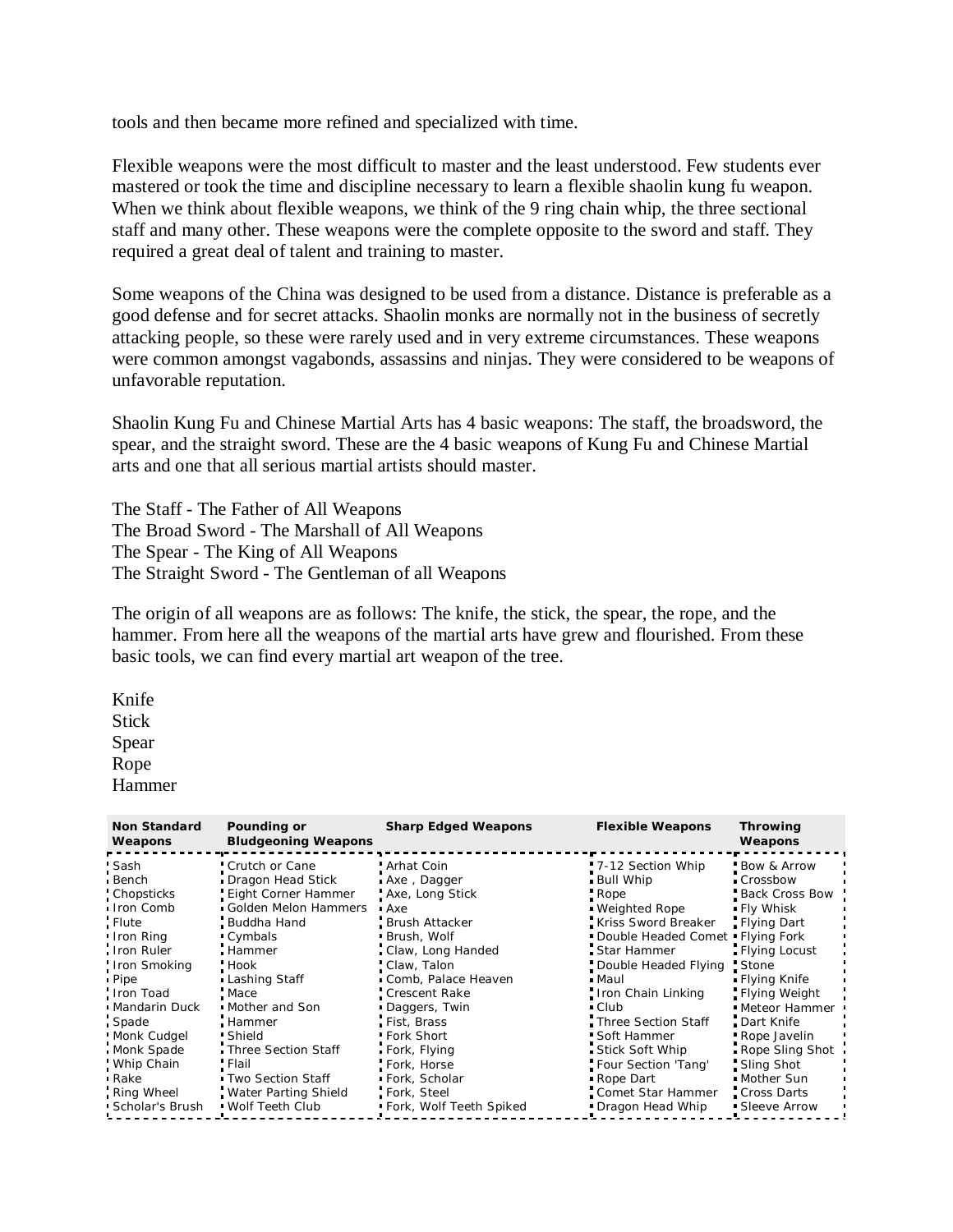tools and then became more refined and specialized with time.

Flexible weapons were the most difficult to master and the least understood. Few students ever mastered or took the time and discipline necessary to learn a flexible shaolin kung fu weapon. When we think about flexible weapons, we think of the 9 ring chain whip, the three sectional staff and many other. These weapons were the complete opposite to the sword and staff. They required a great deal of talent and training to master.

Some weapons of the China was designed to be used from a distance. Distance is preferable as a good defense and for secret attacks. Shaolin monks are normally not in the business of secretly attacking people, so these were rarely used and in very extreme circumstances. These weapons were common amongst vagabonds, assassins and ninjas. They were considered to be weapons of unfavorable reputation.

Shaolin Kung Fu and Chinese Martial Arts has 4 basic weapons: The staff, the broadsword, the spear, and the straight sword. These are the 4 basic weapons of Kung Fu and Chinese Martial arts and one that all serious martial artists should master.

The Staff - The Father of All Weapons
The Broad Sword - The Marshall of All Weapons
The Spear - The King of All Weapons
The Straight Sword - The Gentleman of all Weapons

The origin of all weapons are as follows: The knife, the stick, the spear, the rope, and the hammer. From here all the weapons of the martial arts have grew and flourished. From these basic tools, we can find every martial art weapon of the tree.

Knife
Stick
Spear
Rope
Hammer

| Non Standard Weapons | Pounding or Bludgeoning Weapons | Sharp Edged Weapons | Flexible Weapons | Throwing Weapons |
|---|---|---|---|---|
| Sash | Crutch or Cane | Arhat Coin | 7-12 Section Whip | Bow & Arrow |
| Bench | Dragon Head Stick | Axe , Dagger | Bull Whip | Crossbow |
| Chopsticks | Eight Corner Hammer | Axe, Long Stick | Rope | Back Cross Bow |
| Iron Comb | Golden Melon Hammers | Axe | Weighted Rope | Fly Whisk |
| Flute | Buddha Hand | Brush Attacker | Kriss Sword Breaker | Flying Dart |
| Iron Ring | Cymbals | Brush, Wolf | Double Headed Comet | Flying Fork |
| Iron Ruler | Hammer | Claw, Long Handed | Star Hammer | Flying Locust |
| Iron Smoking | Hook | Claw, Talon | Double Headed Flying | Stone |
| Pipe | Lashing Staff | Comb, Palace Heaven | Maul | Flying Knife |
| Iron Toad | Mace | Crescent Rake | Iron Chain Linking | Flying Weight |
| Mandarin Duck | Mother and Son | Daggers, Twin | Club | Meteor Hammer |
| Spade | Hammer | Fist, Brass | Three Section Staff | Dart Knife |
| Monk Cudgel | Shield | Fork Short | Soft Hammer | Rope Javelin |
| Monk Spade | Three Section Staff | Fork, Flying | Stick Soft Whip | Rope Sling Shot |
| Whip Chain | Flail | Fork, Horse | Four Section 'Tang' | Sling Shot |
| Rake | Two Section Staff | Fork, Scholar | Rope Dart | Mother Sun |
| Ring Wheel | Water Parting Shield | Fork, Steel | Comet Star Hammer | Cross Darts |
| Scholar's Brush | Wolf Teeth Club | Fork, Wolf Teeth Spiked | Dragon Head Whip | Sleeve Arrow |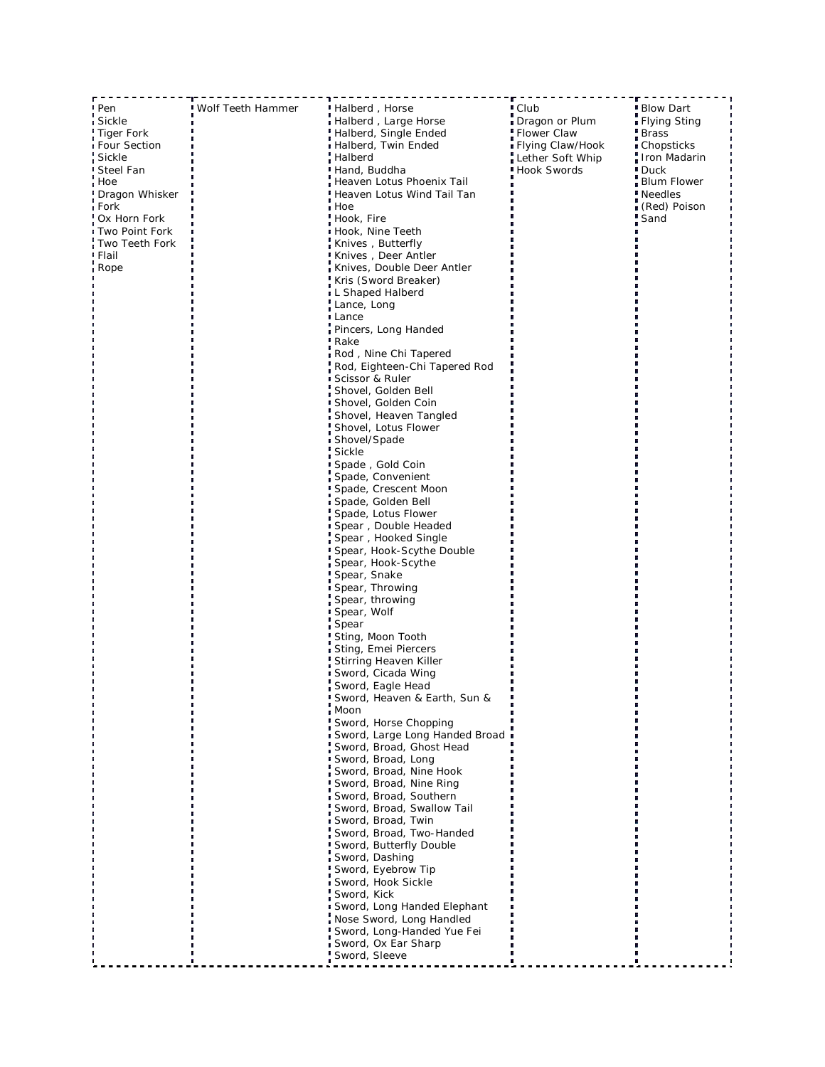| | | | | |
|---|---|---|---|---|
| Pen | Wolf Teeth Hammer | Halberd , Horse | Club | Blow Dart |
| Sickle | | Halberd , Large Horse | Dragon or Plum | Flying Sting |
| Tiger Fork | | Halberd, Single Ended | Flower Claw | Brass |
| Four Section | | Halberd, Twin Ended | Flying Claw/Hook | Chopsticks |
| Sickle | | Halberd | Lether Soft Whip | Iron Madarin |
| Steel Fan | | Hand, Buddha | Hook Swords | Duck |
| Hoe | | Heaven Lotus Phoenix Tail | | Blum Flower |
| Dragon Whisker | | Heaven Lotus Wind Tail Tan | | Needles |
| Fork | | Hoe | | (Red) Poison |
| Ox Horn Fork | | Hook, Fire | | Sand |
| Two Point Fork | | Hook, Nine Teeth | | |
| Two Teeth Fork | | Knives , Butterfly | | |
| Flail | | Knives , Deer Antler | | |
| Rope | | Knives, Double Deer Antler | | |
| | | Kris (Sword Breaker) | | |
| | | L Shaped Halberd | | |
| | | Lance, Long | | |
| | | Lance | | |
| | | Pincers, Long Handed | | |
| | | Rake | | |
| | | Rod , Nine Chi Tapered | | |
| | | Rod, Eighteen-Chi Tapered Rod | | |
| | | Scissor & Ruler | | |
| | | Shovel, Golden Bell | | |
| | | Shovel, Golden Coin | | |
| | | Shovel, Heaven Tangled | | |
| | | Shovel, Lotus Flower | | |
| | | Shovel/Spade | | |
| | | Sickle | | |
| | | Spade , Gold Coin | | |
| | | Spade, Convenient | | |
| | | Spade, Crescent Moon | | |
| | | Spade, Golden Bell | | |
| | | Spade, Lotus Flower | | |
| | | Spear , Double Headed | | |
| | | Spear , Hooked Single | | |
| | | Spear, Hook-Scythe Double | | |
| | | Spear, Hook-Scythe | | |
| | | Spear, Snake | | |
| | | Spear, Throwing | | |
| | | Spear, throwing | | |
| | | Spear, Wolf | | |
| | | Spear | | |
| | | Sting, Moon Tooth | | |
| | | Sting, Emei Piercers | | |
| | | Stirring Heaven Killer | | |
| | | Sword, Cicada Wing | | |
| | | Sword, Eagle Head | | |
| | | Sword, Heaven & Earth, Sun & Moon | | |
| | | Sword, Horse Chopping | | |
| | | Sword, Large Long Handed Broad | | |
| | | Sword, Broad, Ghost Head | | |
| | | Sword, Broad, Long | | |
| | | Sword, Broad, Nine Hook | | |
| | | Sword, Broad, Nine Ring | | |
| | | Sword, Broad, Southern | | |
| | | Sword, Broad, Swallow Tail | | |
| | | Sword, Broad, Twin | | |
| | | Sword, Broad, Two-Handed | | |
| | | Sword, Butterfly Double | | |
| | | Sword, Dashing | | |
| | | Sword, Eyebrow Tip | | |
| | | Sword, Hook Sickle | | |
| | | Sword, Kick | | |
| | | Sword, Long Handed Elephant | | |
| | | Nose Sword, Long Handled | | |
| | | Sword, Long-Handed Yue Fei | | |
| | | Sword, Ox Ear Sharp | | |
| | | Sword, Sleeve | | |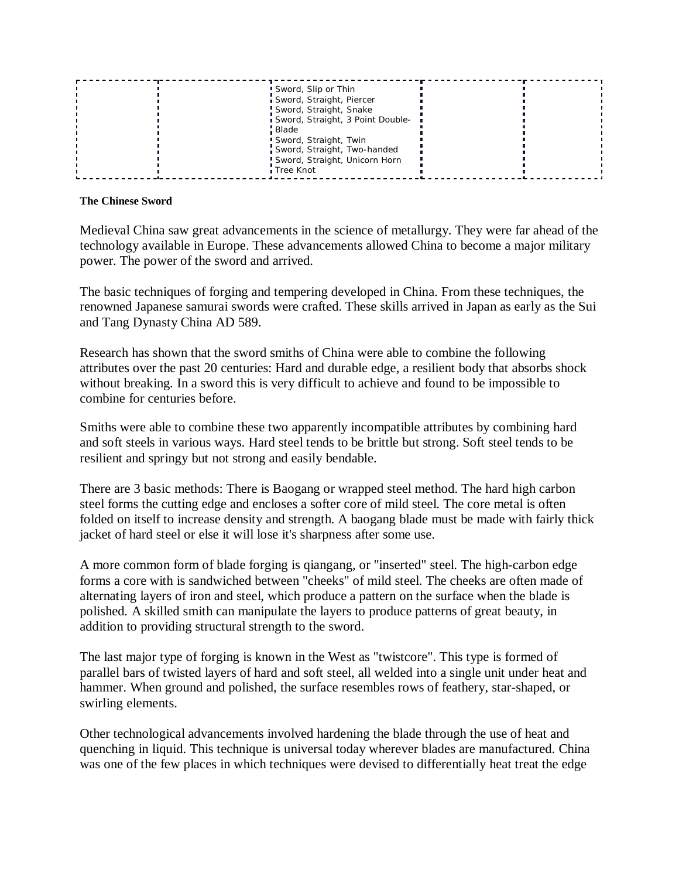| | | Sword, Slip or Thin<br>Sword, Straight, Piercer<br>Sword, Straight, Snake<br>Sword, Straight, 3 Point Double-Blade<br>Sword, Straight, Twin<br>Sword, Straight, Two-handed<br>Sword, Straight, Unicorn Horn<br>Tree Knot | | | |
|---|---|---|---|---|---|

**The Chinese Sword**

Medieval China saw great advancements in the science of metallurgy. They were far ahead of the technology available in Europe. These advancements allowed China to become a major military power. The power of the sword and arrived.

The basic techniques of forging and tempering developed in China. From these techniques, the renowned Japanese samurai swords were crafted. These skills arrived in Japan as early as the Sui and Tang Dynasty China AD 589.

Research has shown that the sword smiths of China were able to combine the following attributes over the past 20 centuries: Hard and durable edge, a resilient body that absorbs shock without breaking. In a sword this is very difficult to achieve and found to be impossible to combine for centuries before.

Smiths were able to combine these two apparently incompatible attributes by combining hard and soft steels in various ways. Hard steel tends to be brittle but strong. Soft steel tends to be resilient and springy but not strong and easily bendable.

There are 3 basic methods: There is Baogang or wrapped steel method. The hard high carbon steel forms the cutting edge and encloses a softer core of mild steel. The core metal is often folded on itself to increase density and strength. A baogang blade must be made with fairly thick jacket of hard steel or else it will lose it's sharpness after some use.

A more common form of blade forging is qiangang, or "inserted" steel. The high-carbon edge forms a core with is sandwiched between "cheeks" of mild steel. The cheeks are often made of alternating layers of iron and steel, which produce a pattern on the surface when the blade is polished. A skilled smith can manipulate the layers to produce patterns of great beauty, in addition to providing structural strength to the sword.

The last major type of forging is known in the West as "twistcore". This type is formed of parallel bars of twisted layers of hard and soft steel, all welded into a single unit under heat and hammer. When ground and polished, the surface resembles rows of feathery, star-shaped, or swirling elements.

Other technological advancements involved hardening the blade through the use of heat and quenching in liquid. This technique is universal today wherever blades are manufactured. China was one of the few places in which techniques were devised to differentially heat treat the edge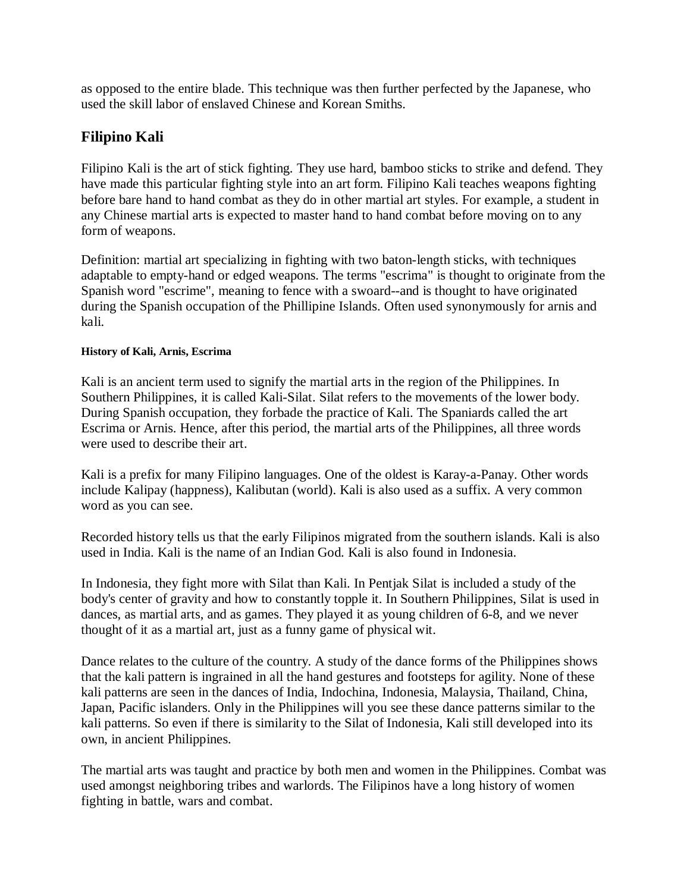as opposed to the entire blade. This technique was then further perfected by the Japanese, who used the skill labor of enslaved Chinese and Korean Smiths.

## Filipino Kali

Filipino Kali is the art of stick fighting. They use hard, bamboo sticks to strike and defend. They have made this particular fighting style into an art form. Filipino Kali teaches weapons fighting before bare hand to hand combat as they do in other martial art styles. For example, a student in any Chinese martial arts is expected to master hand to hand combat before moving on to any form of weapons.

Definition: martial art specializing in fighting with two baton-length sticks, with techniques adaptable to empty-hand or edged weapons. The terms "escrima" is thought to originate from the Spanish word "escrime", meaning to fence with a swoard--and is thought to have originated during the Spanish occupation of the Phillipine Islands. Often used synonymously for arnis and kali.

#### History of Kali, Arnis, Escrima

Kali is an ancient term used to signify the martial arts in the region of the Philippines. In Southern Philippines, it is called Kali-Silat. Silat refers to the movements of the lower body. During Spanish occupation, they forbade the practice of Kali. The Spaniards called the art Escrima or Arnis. Hence, after this period, the martial arts of the Philippines, all three words were used to describe their art.

Kali is a prefix for many Filipino languages. One of the oldest is Karay-a-Panay. Other words include Kalipay (happness), Kalibutan (world). Kali is also used as a suffix. A very common word as you can see.

Recorded history tells us that the early Filipinos migrated from the southern islands. Kali is also used in India. Kali is the name of an Indian God. Kali is also found in Indonesia.

In Indonesia, they fight more with Silat than Kali. In Pentjak Silat is included a study of the body's center of gravity and how to constantly topple it. In Southern Philippines, Silat is used in dances, as martial arts, and as games. They played it as young children of 6-8, and we never thought of it as a martial art, just as a funny game of physical wit.

Dance relates to the culture of the country. A study of the dance forms of the Philippines shows that the kali pattern is ingrained in all the hand gestures and footsteps for agility. None of these kali patterns are seen in the dances of India, Indochina, Indonesia, Malaysia, Thailand, China, Japan, Pacific islanders. Only in the Philippines will you see these dance patterns similar to the kali patterns. So even if there is similarity to the Silat of Indonesia, Kali still developed into its own, in ancient Philippines.

The martial arts was taught and practice by both men and women in the Philippines. Combat was used amongst neighboring tribes and warlords. The Filipinos have a long history of women fighting in battle, wars and combat.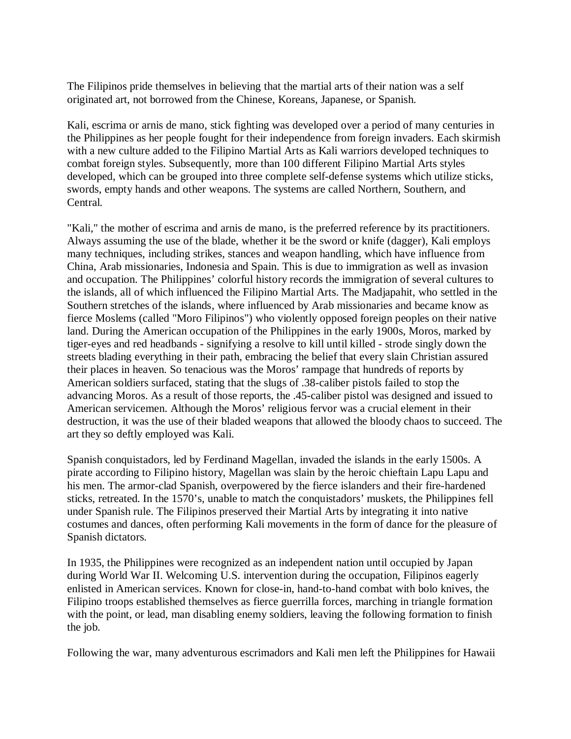The Filipinos pride themselves in believing that the martial arts of their nation was a self originated art, not borrowed from the Chinese, Koreans, Japanese, or Spanish.

Kali, escrima or arnis de mano, stick fighting was developed over a period of many centuries in the Philippines as her people fought for their independence from foreign invaders. Each skirmish with a new culture added to the Filipino Martial Arts as Kali warriors developed techniques to combat foreign styles. Subsequently, more than 100 different Filipino Martial Arts styles developed, which can be grouped into three complete self-defense systems which utilize sticks, swords, empty hands and other weapons. The systems are called Northern, Southern, and Central.

"Kali," the mother of escrima and arnis de mano, is the preferred reference by its practitioners. Always assuming the use of the blade, whether it be the sword or knife (dagger), Kali employs many techniques, including strikes, stances and weapon handling, which have influence from China, Arab missionaries, Indonesia and Spain. This is due to immigration as well as invasion and occupation. The Philippines' colorful history records the immigration of several cultures to the islands, all of which influenced the Filipino Martial Arts. The Madjapahit, who settled in the Southern stretches of the islands, where influenced by Arab missionaries and became know as fierce Moslems (called "Moro Filipinos") who violently opposed foreign peoples on their native land. During the American occupation of the Philippines in the early 1900s, Moros, marked by tiger-eyes and red headbands - signifying a resolve to kill until killed - strode singly down the streets blading everything in their path, embracing the belief that every slain Christian assured their places in heaven. So tenacious was the Moros' rampage that hundreds of reports by American soldiers surfaced, stating that the slugs of .38-caliber pistols failed to stop the advancing Moros. As a result of those reports, the .45-caliber pistol was designed and issued to American servicemen. Although the Moros' religious fervor was a crucial element in their destruction, it was the use of their bladed weapons that allowed the bloody chaos to succeed. The art they so deftly employed was Kali.

Spanish conquistadors, led by Ferdinand Magellan, invaded the islands in the early 1500s. A pirate according to Filipino history, Magellan was slain by the heroic chieftain Lapu Lapu and his men. The armor-clad Spanish, overpowered by the fierce islanders and their fire-hardened sticks, retreated. In the 1570's, unable to match the conquistadors' muskets, the Philippines fell under Spanish rule. The Filipinos preserved their Martial Arts by integrating it into native costumes and dances, often performing Kali movements in the form of dance for the pleasure of Spanish dictators.

In 1935, the Philippines were recognized as an independent nation until occupied by Japan during World War II. Welcoming U.S. intervention during the occupation, Filipinos eagerly enlisted in American services. Known for close-in, hand-to-hand combat with bolo knives, the Filipino troops established themselves as fierce guerrilla forces, marching in triangle formation with the point, or lead, man disabling enemy soldiers, leaving the following formation to finish the job.

Following the war, many adventurous escrimadors and Kali men left the Philippines for Hawaii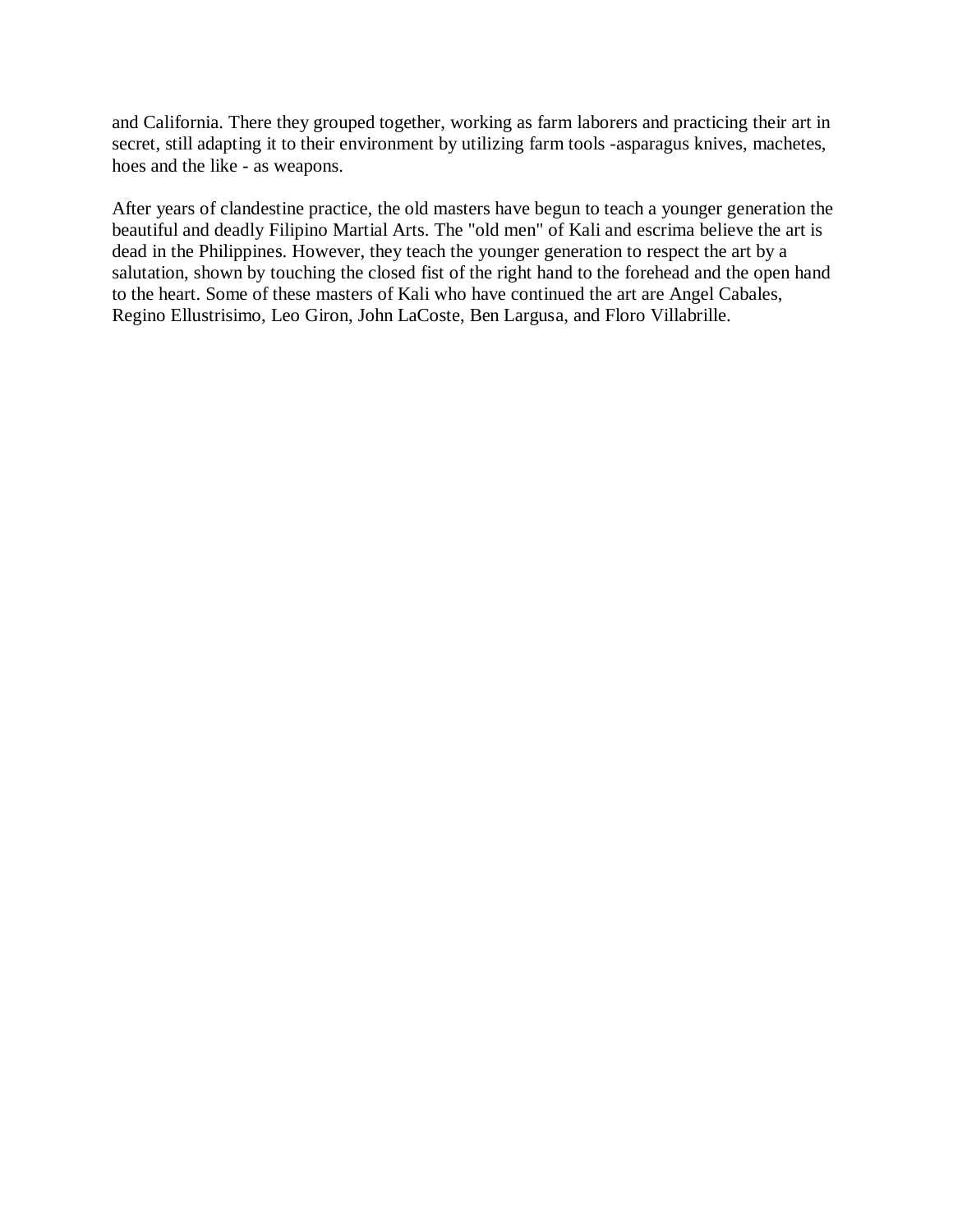and California. There they grouped together, working as farm laborers and practicing their art in secret, still adapting it to their environment by utilizing farm tools -asparagus knives, machetes, hoes and the like - as weapons.

After years of clandestine practice, the old masters have begun to teach a younger generation the beautiful and deadly Filipino Martial Arts. The "old men" of Kali and escrima believe the art is dead in the Philippines. However, they teach the younger generation to respect the art by a salutation, shown by touching the closed fist of the right hand to the forehead and the open hand to the heart. Some of these masters of Kali who have continued the art are Angel Cabales, Regino Ellustrisimo, Leo Giron, John LaCoste, Ben Largusa, and Floro Villabrille.